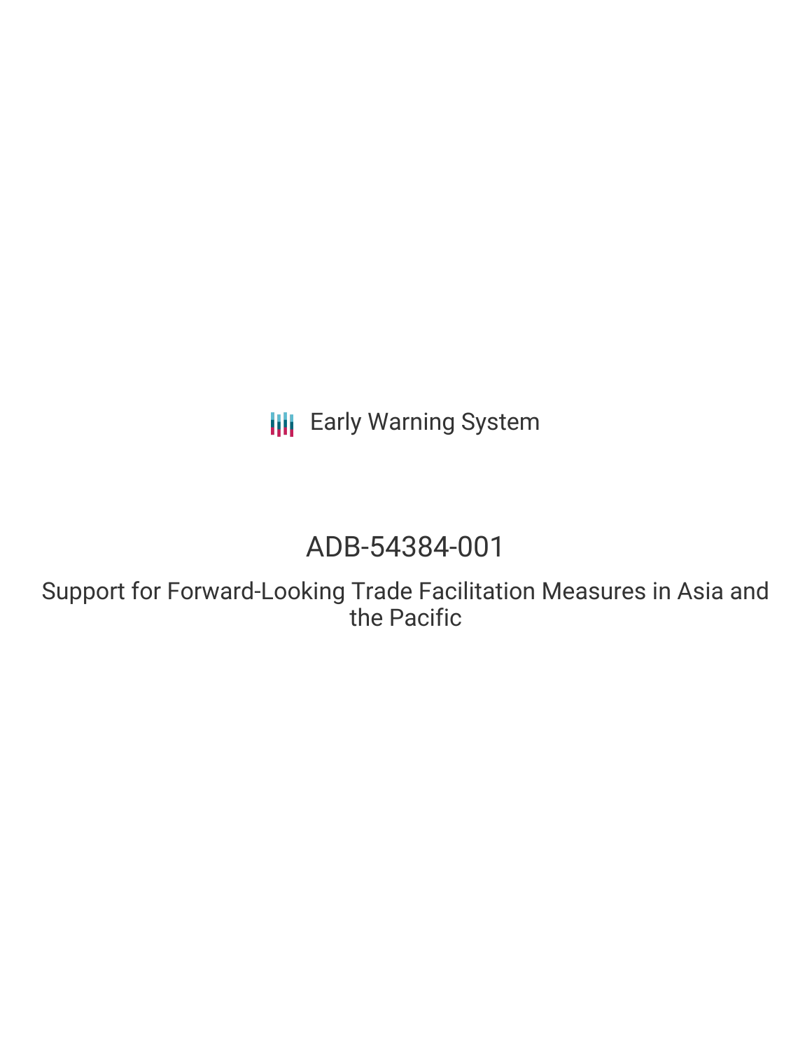Early Warning System

# ADB-54384-001

## Support for Forward-Looking Trade Facilitation Measures in Asia and the Pacific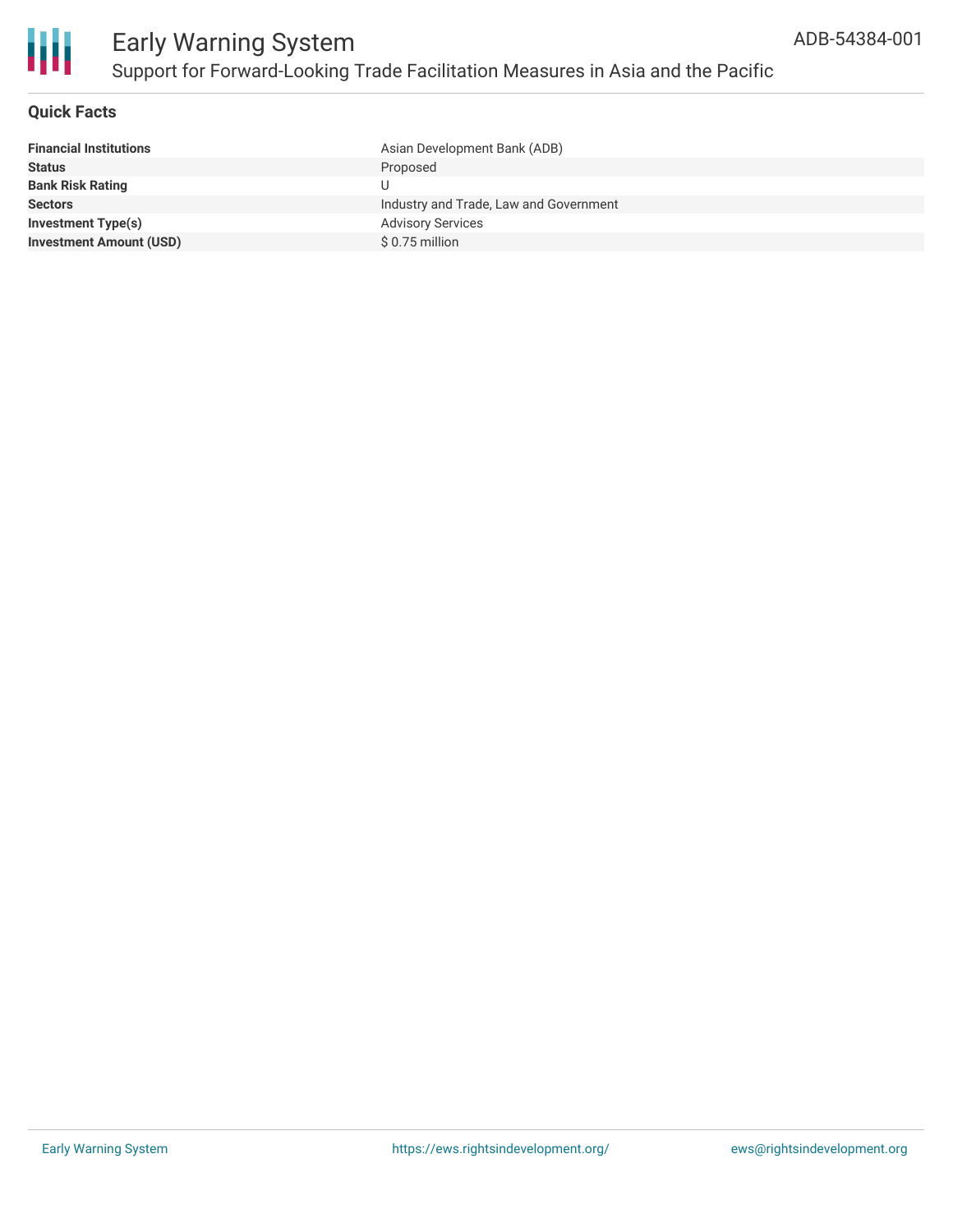## Quick Facts

| | |
|---|---|
| **Financial Institutions** | Asian Development Bank (ADB) |
| **Status** | Proposed |
| **Bank Risk Rating** | U |
| **Sectors** | Industry and Trade, Law and Government |
| **Investment Type(s)** | Advisory Services |
| **Investment Amount (USD)** | $ 0.75 million |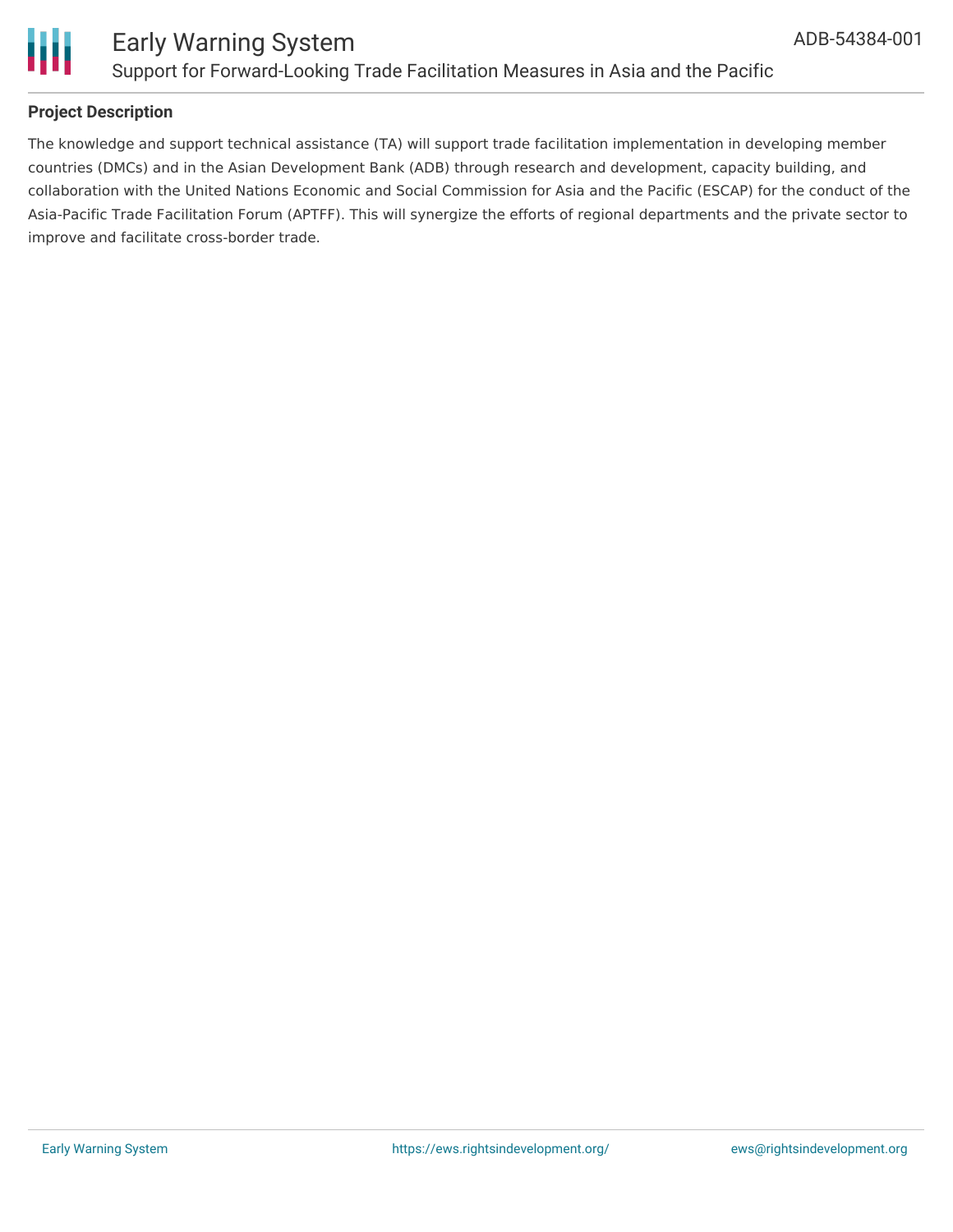## Project Description

The knowledge and support technical assistance (TA) will support trade facilitation implementation in developing member countries (DMCs) and in the Asian Development Bank (ADB) through research and development, capacity building, and collaboration with the United Nations Economic and Social Commission for Asia and the Pacific (ESCAP) for the conduct of the Asia-Pacific Trade Facilitation Forum (APTFF). This will synergize the efforts of regional departments and the private sector to improve and facilitate cross-border trade.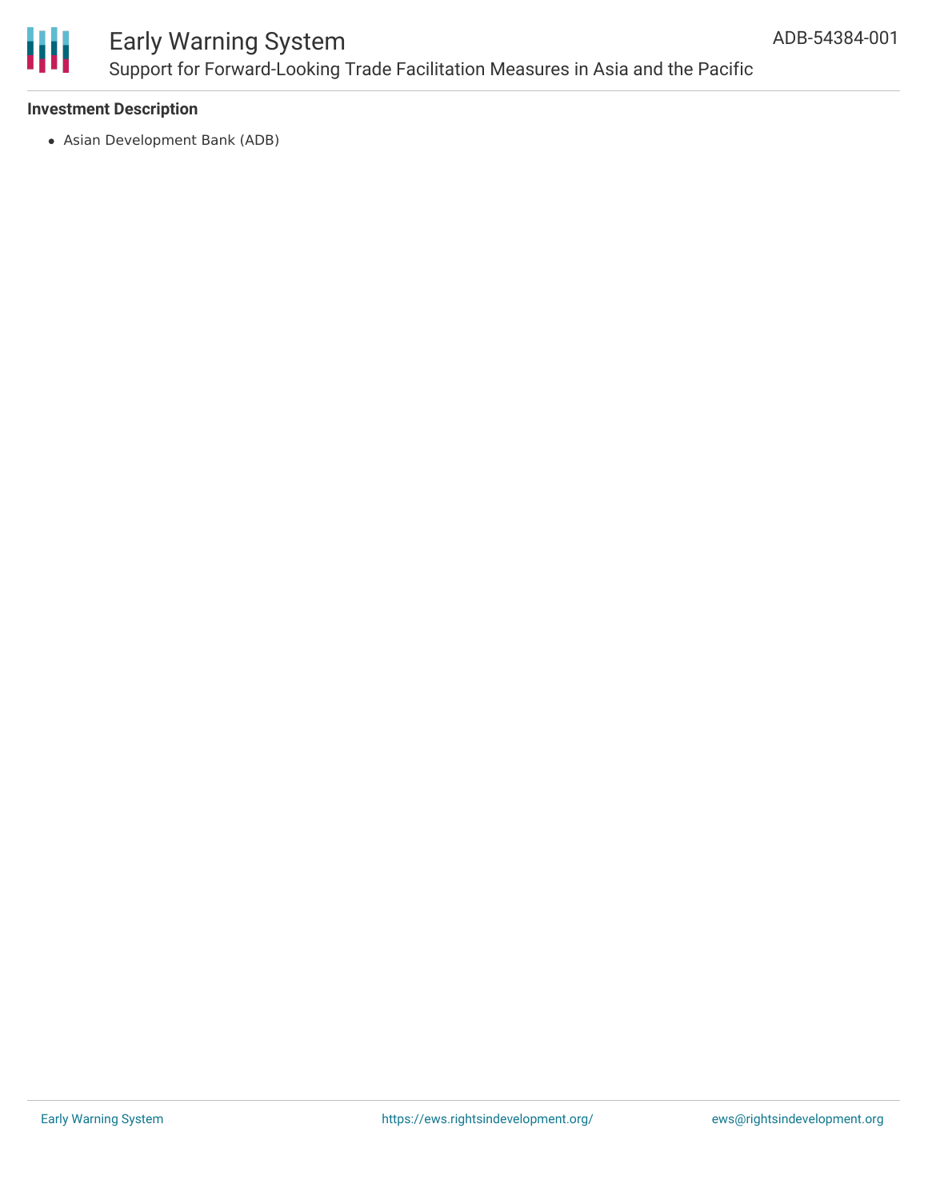### Investment Description

- Asian Development Bank (ADB)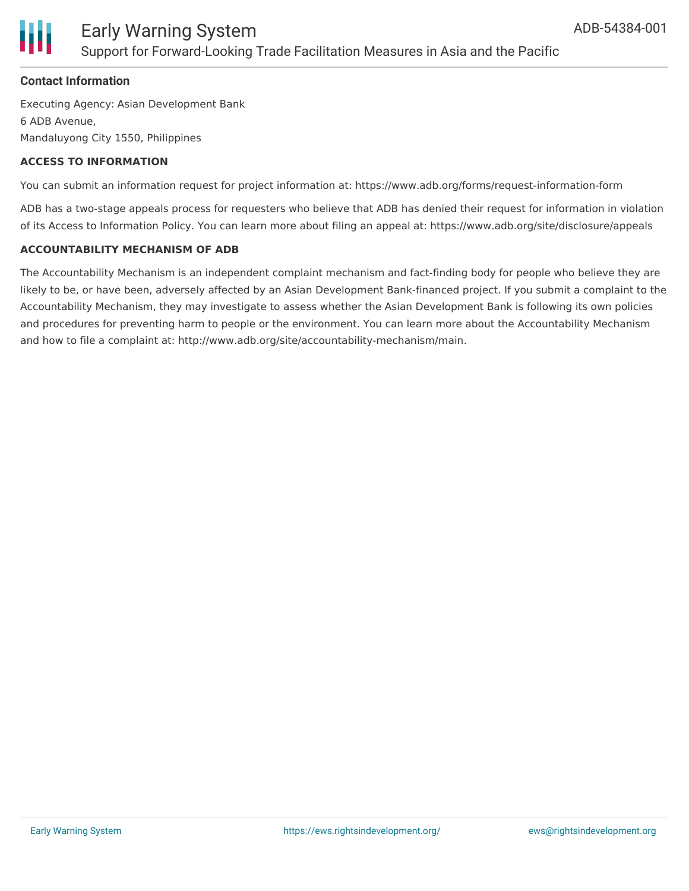### Contact Information

Executing Agency: Asian Development Bank
6 ADB Avenue,
Mandaluyong City 1550, Philippines

#### ACCESS TO INFORMATION

You can submit an information request for project information at: https://www.adb.org/forms/request-information-form

ADB has a two-stage appeals process for requesters who believe that ADB has denied their request for information in violation of its Access to Information Policy. You can learn more about filing an appeal at: https://www.adb.org/site/disclosure/appeals

#### ACCOUNTABILITY MECHANISM OF ADB

The Accountability Mechanism is an independent complaint mechanism and fact-finding body for people who believe they are likely to be, or have been, adversely affected by an Asian Development Bank-financed project. If you submit a complaint to the Accountability Mechanism, they may investigate to assess whether the Asian Development Bank is following its own policies and procedures for preventing harm to people or the environment. You can learn more about the Accountability Mechanism and how to file a complaint at: http://www.adb.org/site/accountability-mechanism/main.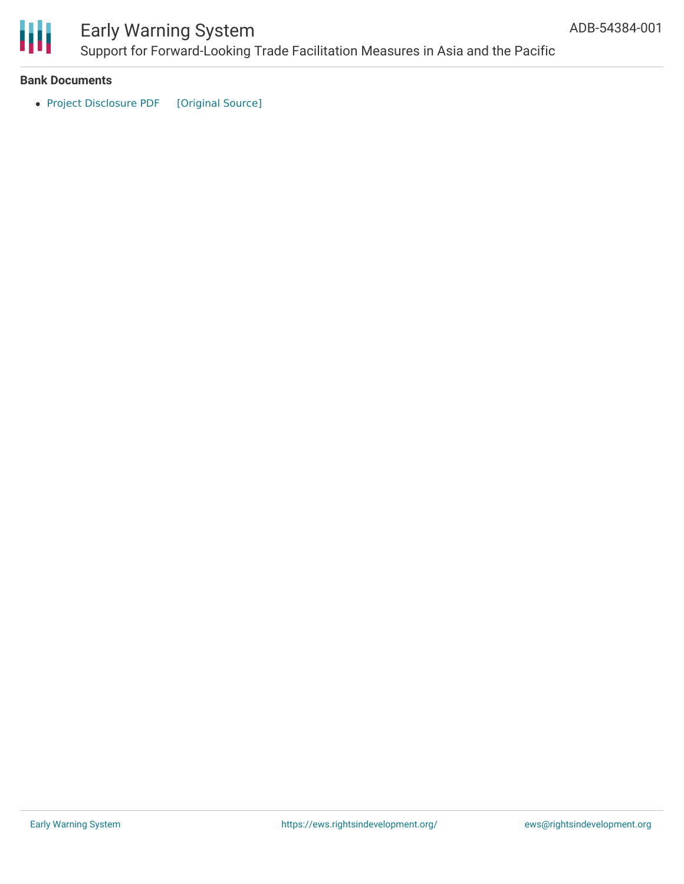**Bank Documents**

- Project Disclosure PDF [Original Source]